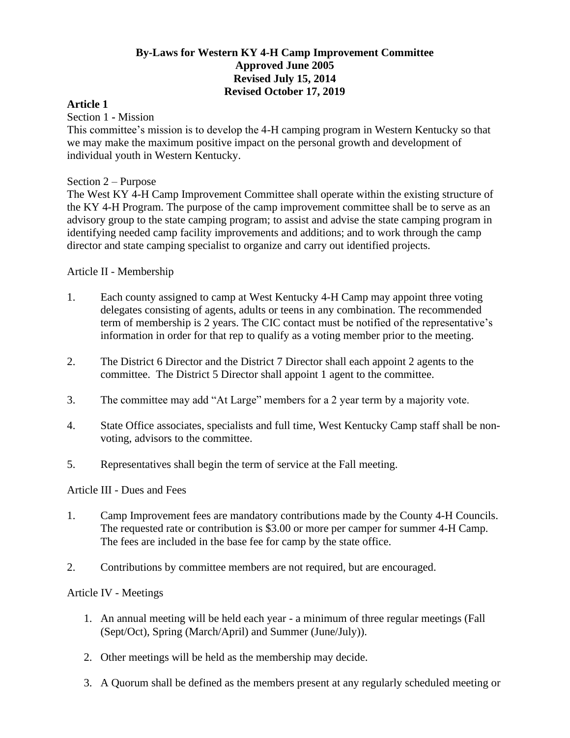**By-Laws for Western KY 4-H Camp Improvement Committee**
**Approved June 2005**
**Revised July 15, 2014**
**Revised October 17, 2019**

## Article 1

Section 1 - Mission

This committee's mission is to develop the 4-H camping program in Western Kentucky so that we may make the maximum positive impact on the personal growth and development of individual youth in Western Kentucky.

Section 2 – Purpose

The West KY 4-H Camp Improvement Committee shall operate within the existing structure of the KY 4-H Program. The purpose of the camp improvement committee shall be to serve as an advisory group to the state camping program; to assist and advise the state camping program in identifying needed camp facility improvements and additions; and to work through the camp director and state camping specialist to organize and carry out identified projects.

Article II - Membership

1. Each county assigned to camp at West Kentucky 4-H Camp may appoint three voting delegates consisting of agents, adults or teens in any combination. The recommended term of membership is 2 years. The CIC contact must be notified of the representative's information in order for that rep to qualify as a voting member prior to the meeting.

2. The District 6 Director and the District 7 Director shall each appoint 2 agents to the committee. The District 5 Director shall appoint 1 agent to the committee.

3. The committee may add "At Large" members for a 2 year term by a majority vote.

4. State Office associates, specialists and full time, West Kentucky Camp staff shall be non-voting, advisors to the committee.

5. Representatives shall begin the term of service at the Fall meeting.

Article III - Dues and Fees

1. Camp Improvement fees are mandatory contributions made by the County 4-H Councils. The requested rate or contribution is $3.00 or more per camper for summer 4-H Camp. The fees are included in the base fee for camp by the state office.

2. Contributions by committee members are not required, but are encouraged.

Article IV - Meetings

1. An annual meeting will be held each year - a minimum of three regular meetings (Fall (Sept/Oct), Spring (March/April) and Summer (June/July)).

2. Other meetings will be held as the membership may decide.

3. A Quorum shall be defined as the members present at any regularly scheduled meeting or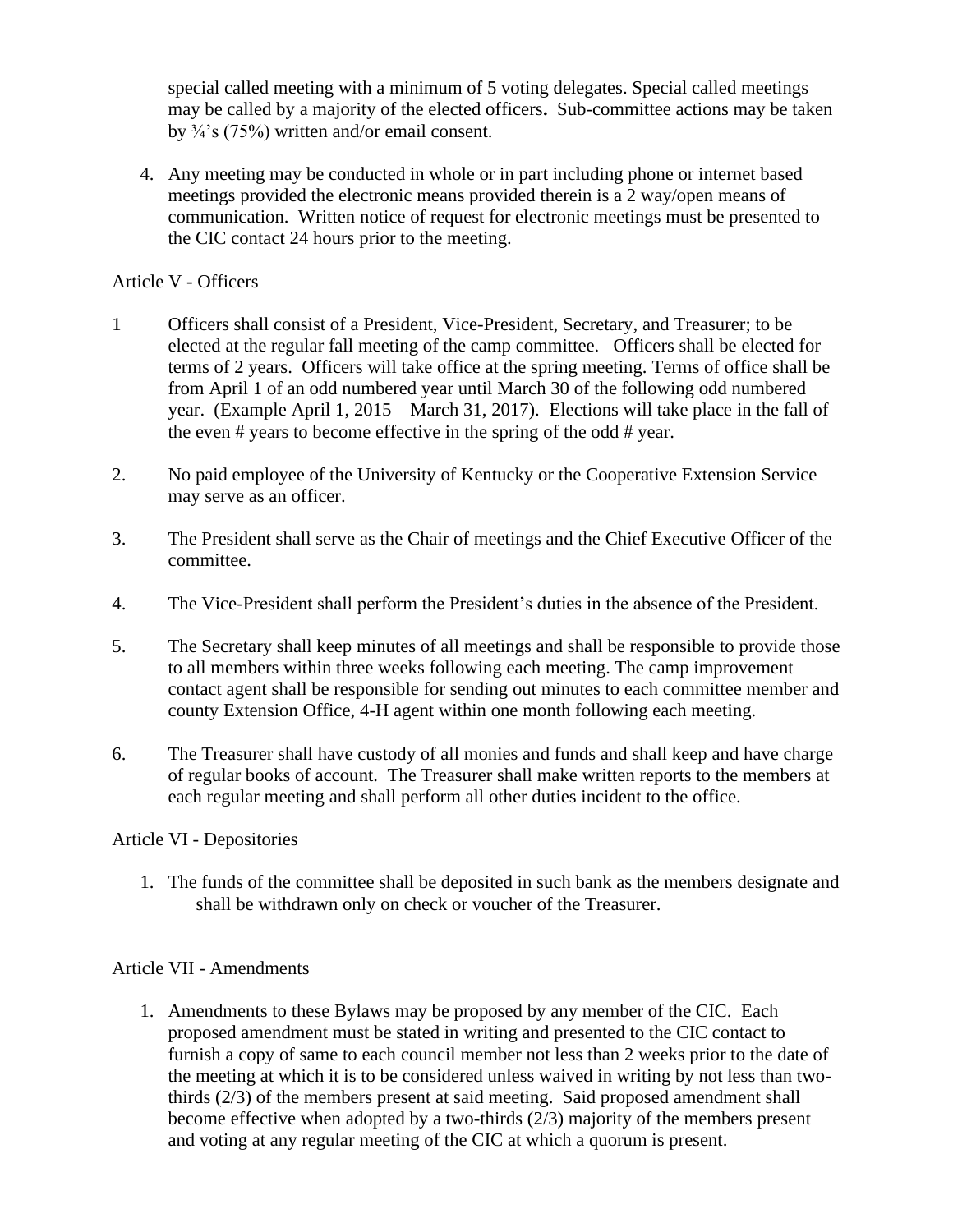special called meeting with a minimum of 5 voting delegates. Special called meetings may be called by a majority of the elected officers**.** Sub-committee actions may be taken by ¾'s (75%) written and/or email consent.

4. Any meeting may be conducted in whole or in part including phone or internet based meetings provided the electronic means provided therein is a 2 way/open means of communication. Written notice of request for electronic meetings must be presented to the CIC contact 24 hours prior to the meeting.

Article V - Officers

1 Officers shall consist of a President, Vice-President, Secretary, and Treasurer; to be elected at the regular fall meeting of the camp committee. Officers shall be elected for terms of 2 years. Officers will take office at the spring meeting. Terms of office shall be from April 1 of an odd numbered year until March 30 of the following odd numbered year. (Example April 1, 2015 – March 31, 2017). Elections will take place in the fall of the even # years to become effective in the spring of the odd # year.

2. No paid employee of the University of Kentucky or the Cooperative Extension Service may serve as an officer.

3. The President shall serve as the Chair of meetings and the Chief Executive Officer of the committee.

4. The Vice-President shall perform the President's duties in the absence of the President.

5. The Secretary shall keep minutes of all meetings and shall be responsible to provide those to all members within three weeks following each meeting. The camp improvement contact agent shall be responsible for sending out minutes to each committee member and county Extension Office, 4-H agent within one month following each meeting.

6. The Treasurer shall have custody of all monies and funds and shall keep and have charge of regular books of account. The Treasurer shall make written reports to the members at each regular meeting and shall perform all other duties incident to the office.

Article VI - Depositories

1. The funds of the committee shall be deposited in such bank as the members designate and shall be withdrawn only on check or voucher of the Treasurer.

Article VII - Amendments

1. Amendments to these Bylaws may be proposed by any member of the CIC. Each proposed amendment must be stated in writing and presented to the CIC contact to furnish a copy of same to each council member not less than 2 weeks prior to the date of the meeting at which it is to be considered unless waived in writing by not less than two-thirds (2/3) of the members present at said meeting. Said proposed amendment shall become effective when adopted by a two-thirds (2/3) majority of the members present and voting at any regular meeting of the CIC at which a quorum is present.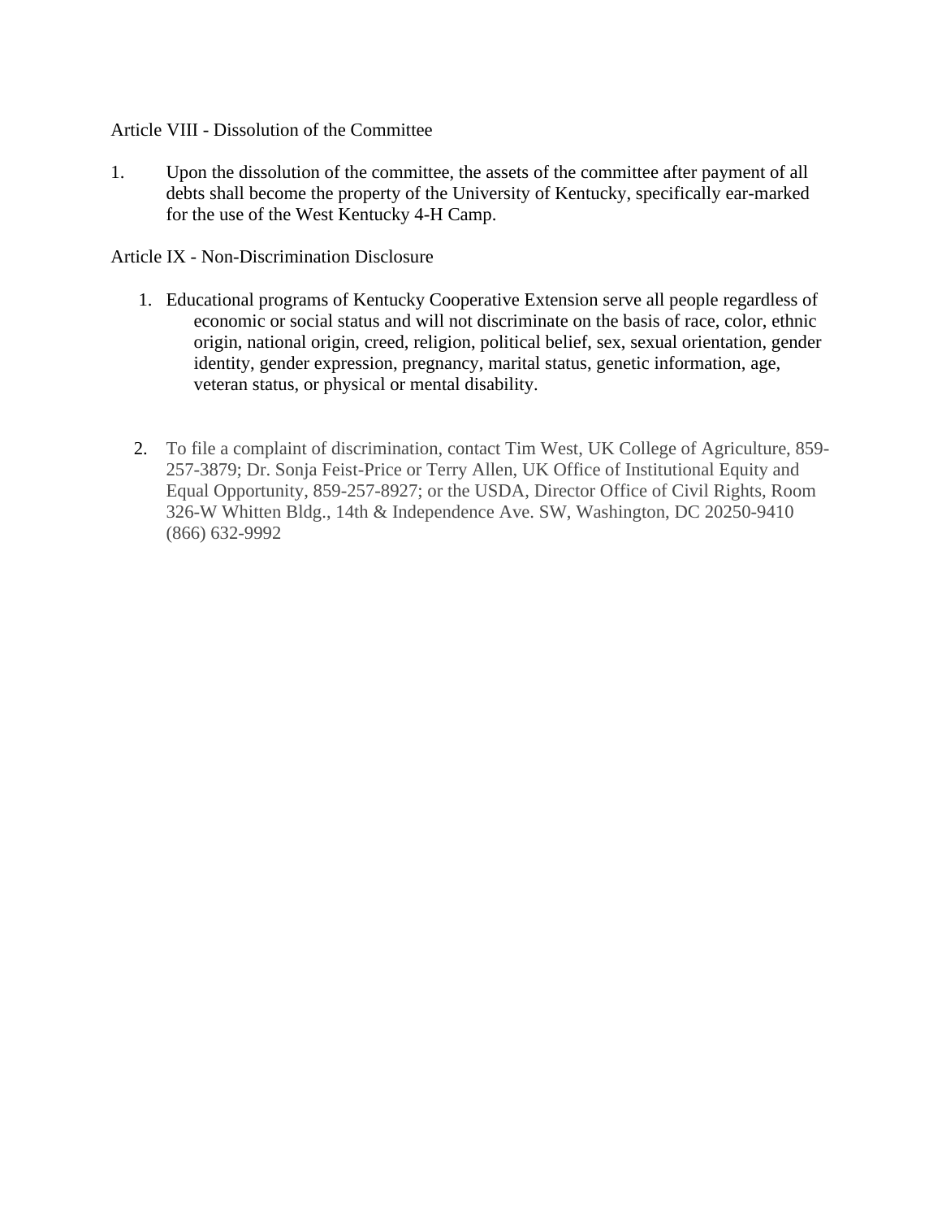## Article VIII - Dissolution of the Committee

1. Upon the dissolution of the committee, the assets of the committee after payment of all debts shall become the property of the University of Kentucky, specifically ear-marked for the use of the West Kentucky 4-H Camp.

## Article IX - Non-Discrimination Disclosure

1. Educational programs of Kentucky Cooperative Extension serve all people regardless of economic or social status and will not discriminate on the basis of race, color, ethnic origin, national origin, creed, religion, political belief, sex, sexual orientation, gender identity, gender expression, pregnancy, marital status, genetic information, age, veteran status, or physical or mental disability.

2. To file a complaint of discrimination, contact Tim West, UK College of Agriculture, 859-257-3879; Dr. Sonja Feist-Price or Terry Allen, UK Office of Institutional Equity and Equal Opportunity, 859-257-8927; or the USDA, Director Office of Civil Rights, Room 326-W Whitten Bldg., 14th & Independence Ave. SW, Washington, DC 20250-9410 (866) 632-9992